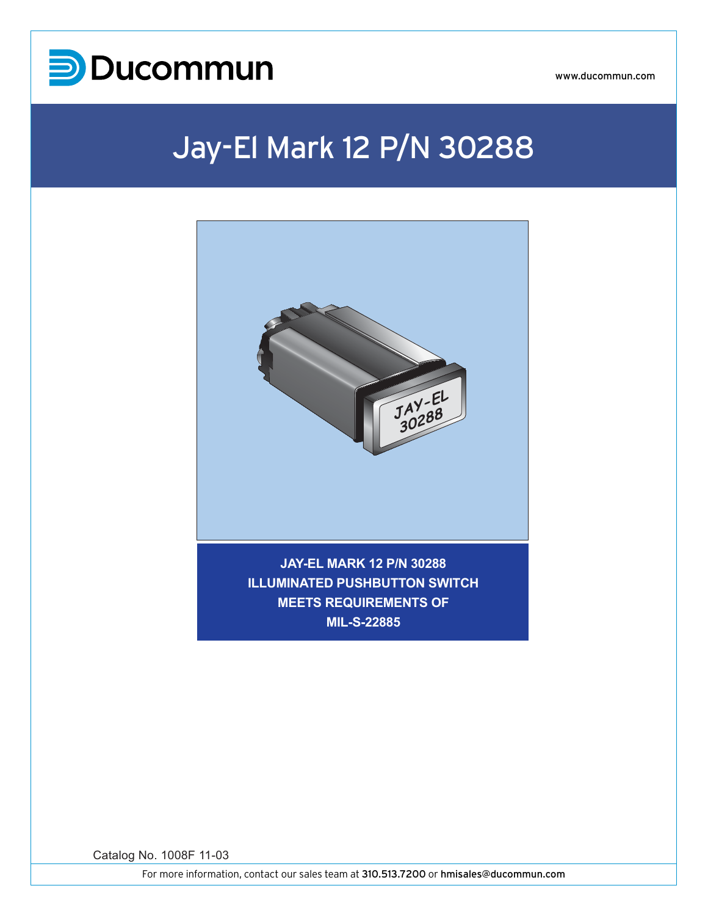Ducommun

www.ducommun.com

# Jay-El Mark 12 P/N 30288

**JAY-EL MARK 12 P/N 30288**
**ILLUMINATED PUSHBUTTON SWITCH**
**MEETS REQUIREMENTS OF**
**MIL-S-22885**

Catalog No. 1008F 11-03

For more information, contact our sales team at 310.513.7200 or hmisales@ducommun.com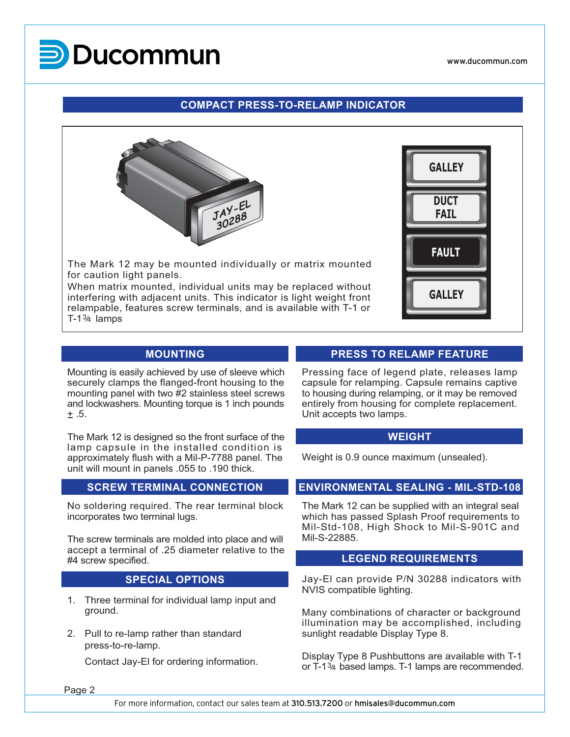## COMPACT PRESS-TO-RELAMP INDICATOR

The Mark 12 may be mounted individually or matrix mounted for caution light panels.
When matrix mounted, individual units may be replaced without interfering with adjacent units. This indicator is light weight front relampable, features screw terminals, and is available with T-1 or T-1¾ lamps

## MOUNTING

Mounting is easily achieved by use of sleeve which securely clamps the flanged-front housing to the mounting panel with two #2 stainless steel screws and lockwashers. Mounting torque is 1 inch pounds ± .5.

The Mark 12 is designed so the front surface of the lamp capsule in the installed condition is approximately flush with a Mil-P-7788 panel. The unit will mount in panels .055 to .190 thick.

## SCREW TERMINAL CONNECTION

No soldering required. The rear terminal block incorporates two terminal lugs.

The screw terminals are molded into place and will accept a terminal of .25 diameter relative to the #4 screw specified.

## SPECIAL OPTIONS

1. Three terminal for individual lamp input and ground.
2. Pull to re-lamp rather than standard press-to-re-lamp.

   Contact Jay-El for ordering information.

## PRESS TO RELAMP FEATURE

Pressing face of legend plate, releases lamp capsule for relamping. Capsule remains captive to housing during relamping, or it may be removed entirely from housing for complete replacement. Unit accepts two lamps.

## WEIGHT

Weight is 0.9 ounce maximum (unsealed).

## ENVIRONMENTAL SEALING - MIL-STD-108

The Mark 12 can be supplied with an integral seal which has passed Splash Proof requirements to Mil-Std-108, High Shock to Mil-S-901C and Mil-S-22885.

## LEGEND REQUIREMENTS

Jay-El can provide P/N 30288 indicators with NVIS compatible lighting.

Many combinations of character or background illumination may be accomplished, including sunlight readable Display Type 8.

Display Type 8 Pushbuttons are available with T-1 or T-1¾ based lamps. T-1 lamps are recommended.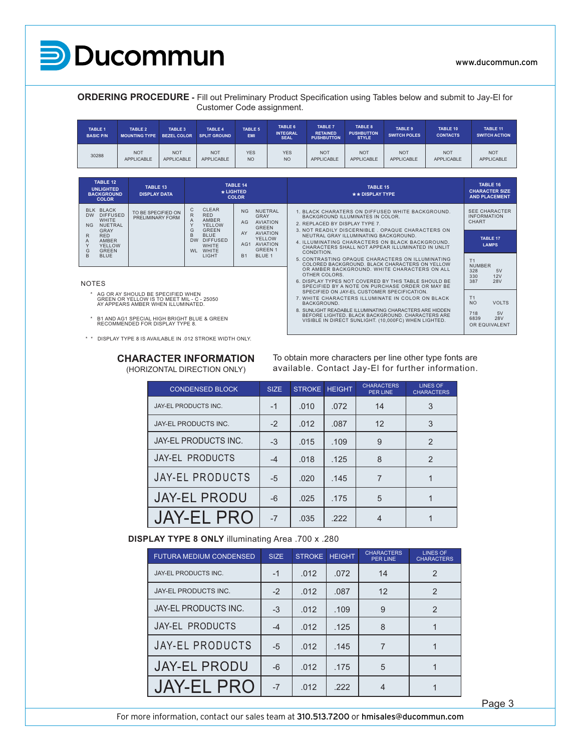**ORDERING PROCEDURE -** Fill out Preliminary Product Specification using Tables below and submit to Jay-El for Customer Code assignment.

| TABLE 1 BASIC P/N | TABLE 2 MOUNTING TYPE | TABLE 3 BEZEL COLOR | TABLE 4 SPLIT GROUND | TABLE 5 EMI | TABLE 6 INTEGRAL SEAL | TABLE 7 RETAINED PUSHBUTTON | TABLE 8 PUSHBUTTON STYLE | TABLE 9 SWITCH POLES | TABLE 10 CONTACTS | TABLE 11 SWITCH ACTION |
|---|---|---|---|---|---|---|---|---|---|---|
| 30288 | NOT APPLICABLE | NOT APPLICABLE | NOT APPLICABLE | YES NO | YES NO | NOT APPLICABLE | NOT APPLICABLE | NOT APPLICABLE | NOT APPLICABLE | NOT APPLICABLE |

| TABLE 12 UNLIGHTED BACKGROUND COLOR | TABLE 13 DISPLAY DATA | TABLE 14 * LIGHTED COLOR | | TABLE 15 ** DISPLAY TYPE | TABLE 16 CHARACTER SIZE AND PLACEMENT |
|---|---|---|---|---|---|
| BLK BLACK<br>DW DIFFUSED WHITE<br>NG NUETRAL GRAY<br>R RED<br>A AMBER<br>Y YELLOW<br>G GREEN<br>B BLUE | TO BE SPECIFIED ON PRELIMINARY FORM | C CLEAR<br>R RED<br>A AMBER<br>Y YELLOW<br>G GREEN<br>B BLUE<br>DW DIFFUSED WHITE<br>WL WHITE LIGHT | NG NUETRAL GRAY<br>AG AVIATION GREEN<br>AY AVIATION YELLOW<br>AG1 AVIATION GREEN 1<br>B1 BLUE 1 | 1. BLACK CHARATERS ON DIFFUSED WHITE BACKGROUND. BACKGROUND ILLUMINATES IN COLOR.<br>2. REPLACED BY DISPLAY TYPE 7.<br>3. NOT READILY DISCERNIBLE . OPAQUE CHARACTERS ON NEUTRAL GRAY ILLUMINATING BACKGROUND.<br>4. ILLUMINATING CHARACTERS ON BLACK BACKGROUND. CHARACTERS SHALL NOT APPEAR ILLUMINATED IN UNLIT CONDITION.<br>5. CONTRASTING OPAQUE CHARACTERS ON ILLUMINATING COLORED BACKGROUND. BLACK CHARACTERS ON YELLOW OR AMBER BACKGROUND. WHITE CHARACTERS ON ALL OTHER COLORS.<br>6. DISPLAY TYPES NOT COVERED BY THIS TABLE SHOULD BE SPECIFIED BY A NOTE ON PURCHASE ORDER OR MAY BE SPECIFIED ON JAY-EL CUSTOMER SPECIFICATION.<br>7. WHITE CHARACTERS ILLUMINATE IN COLOR ON BLACK BACKGROUND.<br>8. SUNLIGHT READABLE ILLUMINATING CHARACTERS ARE HIDDEN BEFORE LIGHTED. BLACK BACKGROUND. CHARACTERS ARE VISIBLE IN DIRECT SUNLIGHT. (10,000FC) WHEN LIGHTED. | SEE CHARACTER INFORMATION CHART |

**TABLE 17 LAMPS**

| T1 NUMBER | VOLTS |
|---|---|
| 328 | 5V |
| 330 | 12V |
| 387 | 28V |

| T1 NO | VOLTS |
|---|---|
| 718 | 5V |
| 6839 | 28V |
| OR EQUIVALENT | |

NOTES

* AG OR AY SHOULD BE SPECIFIED WHEN GREEN OR YELLOW IS TO MEET MIL - C - 25050 AY APPEARS AMBER WHEN ILLUMINATED.
* B1 AND AG1 SPECIAL HIGH BRIGHT BLUE & GREEN RECOMMENDED FOR DISPLAY TYPE 8.

* * DISPLAY TYPE 8 IS AVAILABLE IN .012 STROKE WIDTH ONLY.

## CHARACTER INFORMATION

(HORIZONTAL DIRECTION ONLY)

To obtain more characters per line other type fonts are available. Contact Jay-El for further information.

| CONDENSED BLOCK | SIZE | STROKE | HEIGHT | CHARACTERS PER LINE | LINES OF CHARACTERS |
|---|---|---|---|---|---|
| JAY-EL PRODUCTS INC. | -1 | .010 | .072 | 14 | 3 |
| JAY-EL PRODUCTS INC. | -2 | .012 | .087 | 12 | 3 |
| JAY-EL PRODUCTS INC. | -3 | .015 | .109 | 9 | 2 |
| JAY-EL PRODUCTS | -4 | .018 | .125 | 8 | 2 |
| JAY-EL PRODUCTS | -5 | .020 | .145 | 7 | 1 |
| JAY-EL PRODU | -6 | .025 | .175 | 5 | 1 |
| JAY-EL PRO | -7 | .035 | .222 | 4 | 1 |

**DISPLAY TYPE 8 ONLY** illuminating Area .700 x .280

| FUTURA MEDIUM CONDENSED | SIZE | STROKE | HEIGHT | CHARACTERS PER LINE | LINES OF CHARACTERS |
|---|---|---|---|---|---|
| JAY-EL PRODUCTS INC. | -1 | .012 | .072 | 14 | 2 |
| JAY-EL PRODUCTS INC. | -2 | .012 | .087 | 12 | 2 |
| JAY-EL PRODUCTS INC. | -3 | .012 | .109 | 9 | 2 |
| JAY-EL PRODUCTS | -4 | .012 | .125 | 8 | 1 |
| JAY-EL PRODUCTS | -5 | .012 | .145 | 7 | 1 |
| JAY-EL PRODU | -6 | .012 | .175 | 5 | 1 |
| JAY-EL PRO | -7 | .012 | .222 | 4 | 1 |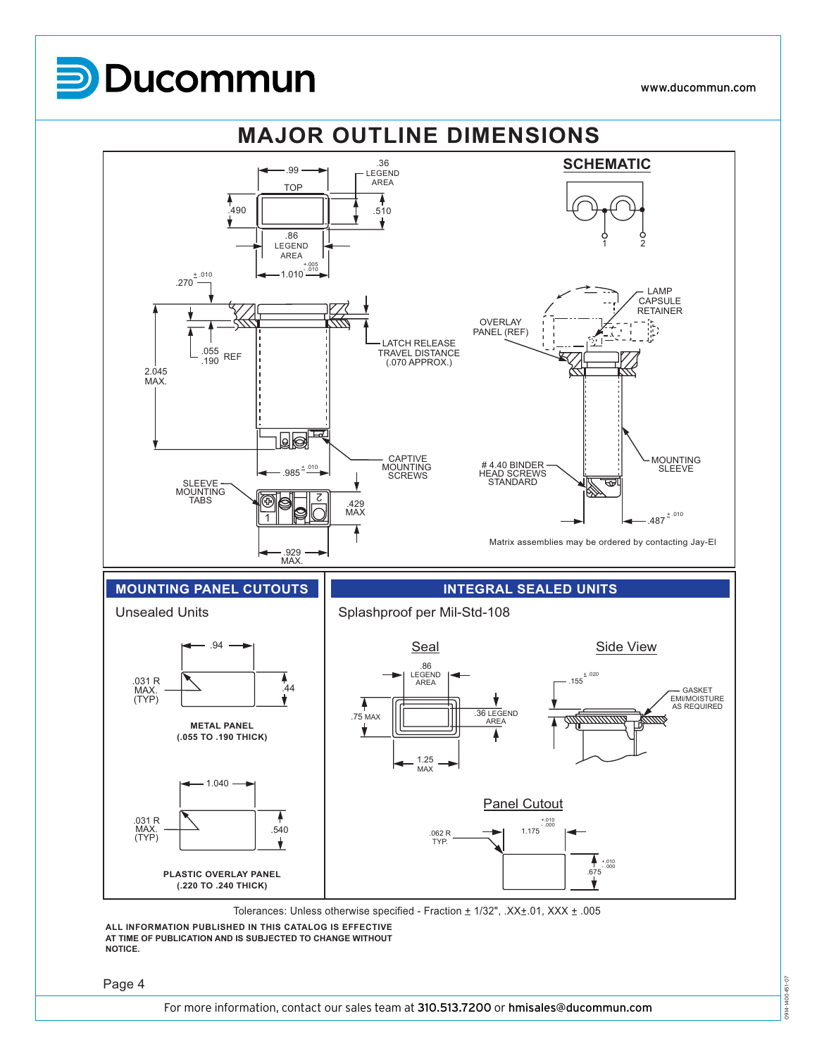# MAJOR OUTLINE DIMENSIONS

.99

TOP

.36
LEGEND
AREA

.490

.510

.86
LEGEND
AREA

1.010 +.005 -.010

.270 ± .010

.055
.190 REF

2.045
MAX.

LATCH RELEASE
TRAVEL DISTANCE
(.070 APPROX.)

CAPTIVE
MOUNTING
SCREWS

.985 ± .010

SLEEVE
MOUNTING
TABS

.429
MAX

.929
MAX.

## SCHEMATIC

1 2

LAMP
CAPSULE
RETAINER

OVERLAY
PANEL (REF)

# 4.40 BINDER
HEAD SCREWS
STANDARD

MOUNTING
SLEEVE

.487 ± .010

Matrix assemblies may be ordered by contacting Jay-El

## MOUNTING PANEL CUTOUTS

Unsealed Units

.94

.031 R
MAX.
(TYP)

.44

**METAL PANEL**
**(.055 TO .190 THICK)**

1.040

.031 R
MAX.
(TYP)

.540

**PLASTIC OVERLAY PANEL**
**(.220 TO .240 THICK)**

## INTEGRAL SEALED UNITS

Splashproof per Mil-Std-108

Seal

.86
LEGEND
AREA

.75 MAX

.36 LEGEND
AREA

1.25
MAX

Side View

.155 ± .020

GASKET
EMI/MOISTURE
AS REQUIRED

Panel Cutout

.062 R
TYP.

1.175 +.010 -.000

.675 +.010 -.000

Tolerances: Unless otherwise specified - Fraction ± 1/32", .XX±.01, XXX ± .005

**ALL INFORMATION PUBLISHED IN THIS CATALOG IS EFFECTIVE AT TIME OF PUBLICATION AND IS SUBJECTED TO CHANGE WITHOUT NOTICE.**

For more information, contact our sales team at **310.513.7200** or **hmisales@ducommun.com**